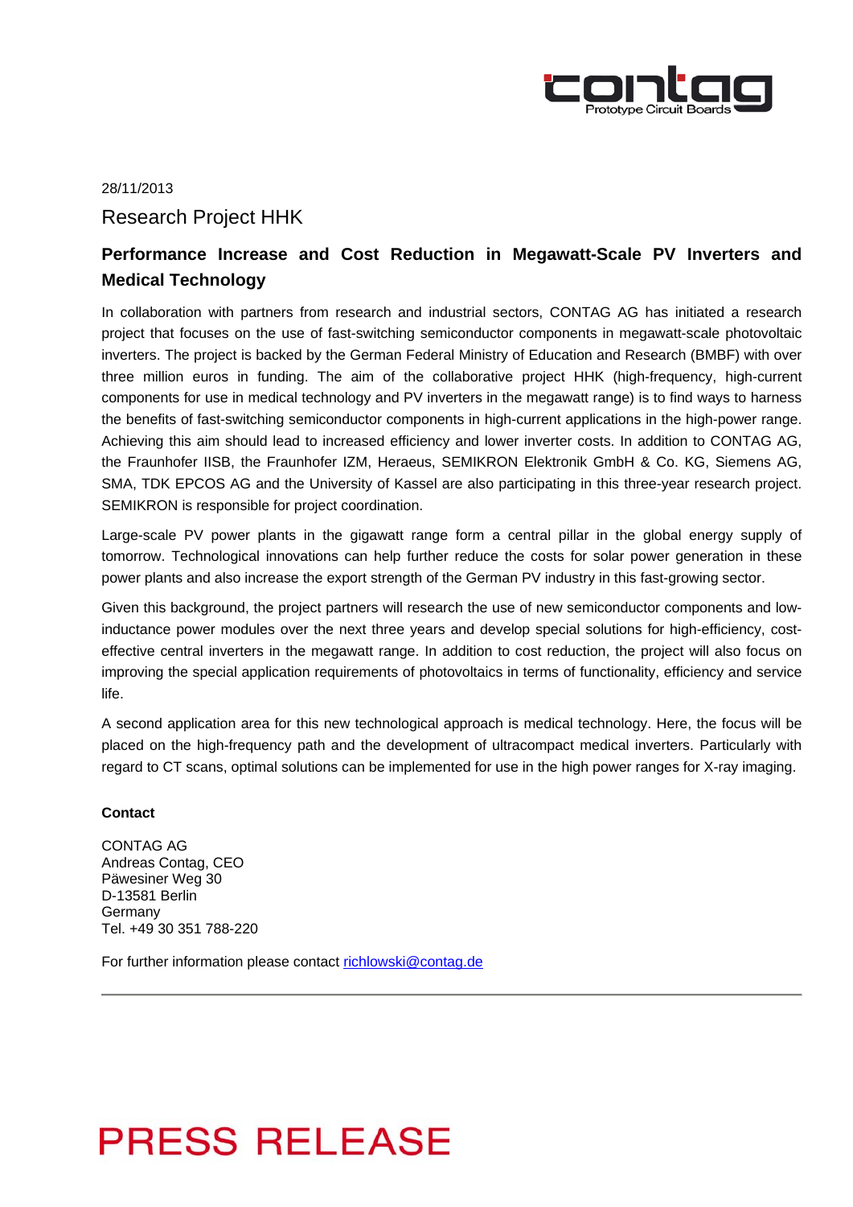28/11/2013

# Research Project HHK

## Performance Increase and Cost Reduction in Megawatt-Scale PV Inverters and Medical Technology

In collaboration with partners from research and industrial sectors, CONTAG AG has initiated a research project that focuses on the use of fast-switching semiconductor components in megawatt-scale photovoltaic inverters. The project is backed by the German Federal Ministry of Education and Research (BMBF) with over three million euros in funding. The aim of the collaborative project HHK (high-frequency, high-current components for use in medical technology and PV inverters in the megawatt range) is to find ways to harness the benefits of fast-switching semiconductor components in high-current applications in the high-power range. Achieving this aim should lead to increased efficiency and lower inverter costs. In addition to CONTAG AG, the Fraunhofer IISB, the Fraunhofer IZM, Heraeus, SEMIKRON Elektronik GmbH & Co. KG, Siemens AG, SMA, TDK EPCOS AG and the University of Kassel are also participating in this three-year research project. SEMIKRON is responsible for project coordination.

Large-scale PV power plants in the gigawatt range form a central pillar in the global energy supply of tomorrow. Technological innovations can help further reduce the costs for solar power generation in these power plants and also increase the export strength of the German PV industry in this fast-growing sector.

Given this background, the project partners will research the use of new semiconductor components and low-inductance power modules over the next three years and develop special solutions for high-efficiency, cost-effective central inverters in the megawatt range. In addition to cost reduction, the project will also focus on improving the special application requirements of photovoltaics in terms of functionality, efficiency and service life.

A second application area for this new technological approach is medical technology. Here, the focus will be placed on the high-frequency path and the development of ultracompact medical inverters. Particularly with regard to CT scans, optimal solutions can be implemented for use in the high power ranges for X-ray imaging.

**Contact**

CONTAG AG
Andreas Contag, CEO
Päwesiner Weg 30
D-13581 Berlin
Germany
Tel. +49 30 351 788-220

For further information please contact richlowski@contag.de

---

PRESS RELEASE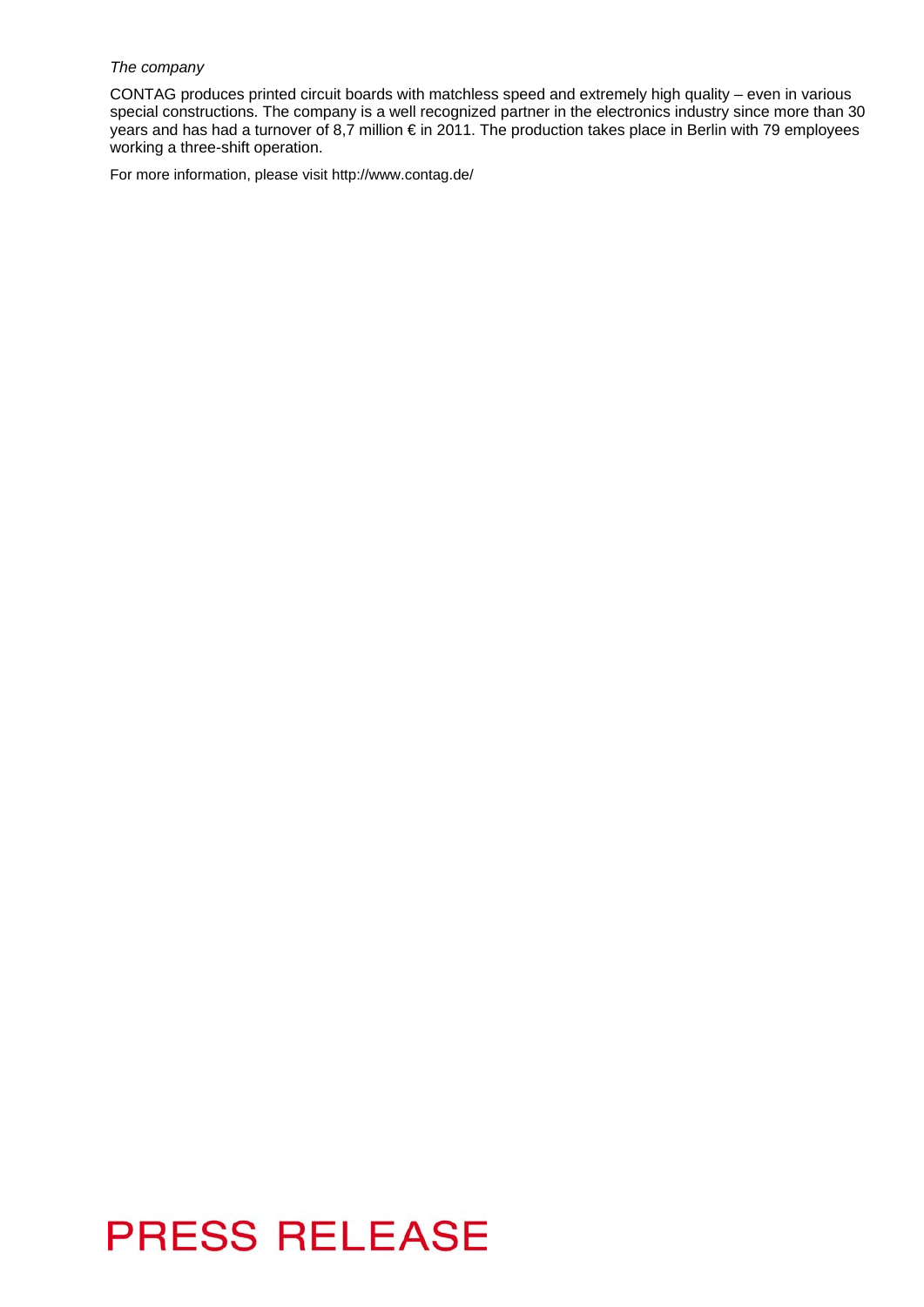*The company*

CONTAG produces printed circuit boards with matchless speed and extremely high quality – even in various special constructions. The company is a well recognized partner in the electronics industry since more than 30 years and has had a turnover of 8,7 million € in 2011. The production takes place in Berlin with 79 employees working a three-shift operation.

For more information, please visit http://www.contag.de/

# PRESS RELEASE